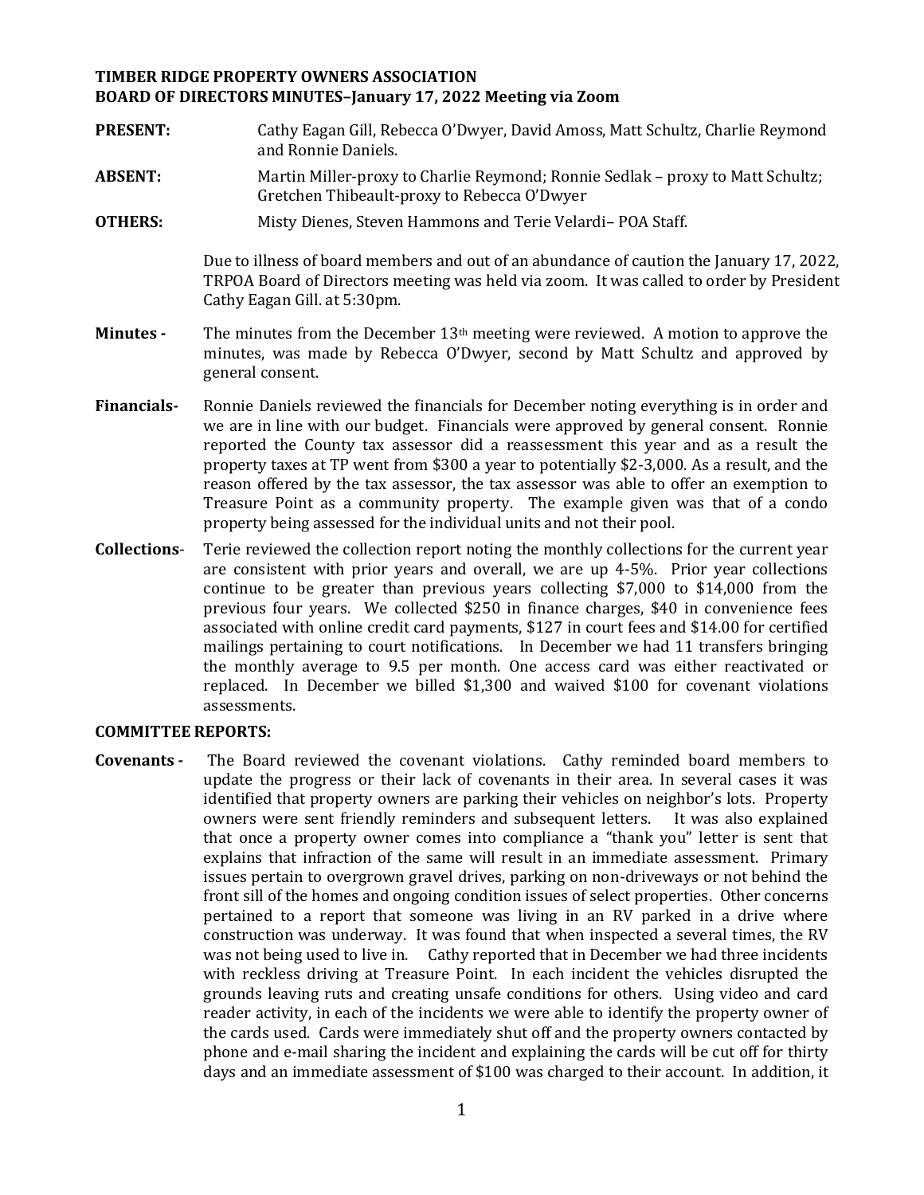**TIMBER RIDGE PROPERTY OWNERS ASSOCIATION**
**BOARD OF DIRECTORS MINUTES–January 17, 2022 Meeting via Zoom**

**PRESENT:** Cathy Eagan Gill, Rebecca O'Dwyer, David Amoss, Matt Schultz, Charlie Reymond and Ronnie Daniels.

**ABSENT:** Martin Miller-proxy to Charlie Reymond; Ronnie Sedlak – proxy to Matt Schultz; Gretchen Thibeault-proxy to Rebecca O'Dwyer

**OTHERS:** Misty Dienes, Steven Hammons and Terie Velardi– POA Staff.

Due to illness of board members and out of an abundance of caution the January 17, 2022, TRPOA Board of Directors meeting was held via zoom. It was called to order by President Cathy Eagan Gill. at 5:30pm.

**Minutes -** The minutes from the December 13th meeting were reviewed. A motion to approve the minutes, was made by Rebecca O'Dwyer, second by Matt Schultz and approved by general consent.

**Financials-** Ronnie Daniels reviewed the financials for December noting everything is in order and we are in line with our budget. Financials were approved by general consent. Ronnie reported the County tax assessor did a reassessment this year and as a result the property taxes at TP went from $300 a year to potentially $2-3,000. As a result, and the reason offered by the tax assessor, the tax assessor was able to offer an exemption to Treasure Point as a community property. The example given was that of a condo property being assessed for the individual units and not their pool.

**Collections**- Terie reviewed the collection report noting the monthly collections for the current year are consistent with prior years and overall, we are up 4-5%. Prior year collections continue to be greater than previous years collecting $7,000 to $14,000 from the previous four years. We collected $250 in finance charges, $40 in convenience fees associated with online credit card payments, $127 in court fees and $14.00 for certified mailings pertaining to court notifications. In December we had 11 transfers bringing the monthly average to 9.5 per month. One access card was either reactivated or replaced. In December we billed $1,300 and waived $100 for covenant violations assessments.

**COMMITTEE REPORTS:**

**Covenants -** The Board reviewed the covenant violations. Cathy reminded board members to update the progress or their lack of covenants in their area. In several cases it was identified that property owners are parking their vehicles on neighbor's lots. Property owners were sent friendly reminders and subsequent letters. It was also explained that once a property owner comes into compliance a "thank you" letter is sent that explains that infraction of the same will result in an immediate assessment. Primary issues pertain to overgrown gravel drives, parking on non-driveways or not behind the front sill of the homes and ongoing condition issues of select properties. Other concerns pertained to a report that someone was living in an RV parked in a drive where construction was underway. It was found that when inspected a several times, the RV was not being used to live in. Cathy reported that in December we had three incidents with reckless driving at Treasure Point. In each incident the vehicles disrupted the grounds leaving ruts and creating unsafe conditions for others. Using video and card reader activity, in each of the incidents we were able to identify the property owner of the cards used. Cards were immediately shut off and the property owners contacted by phone and e-mail sharing the incident and explaining the cards will be cut off for thirty days and an immediate assessment of $100 was charged to their account. In addition, it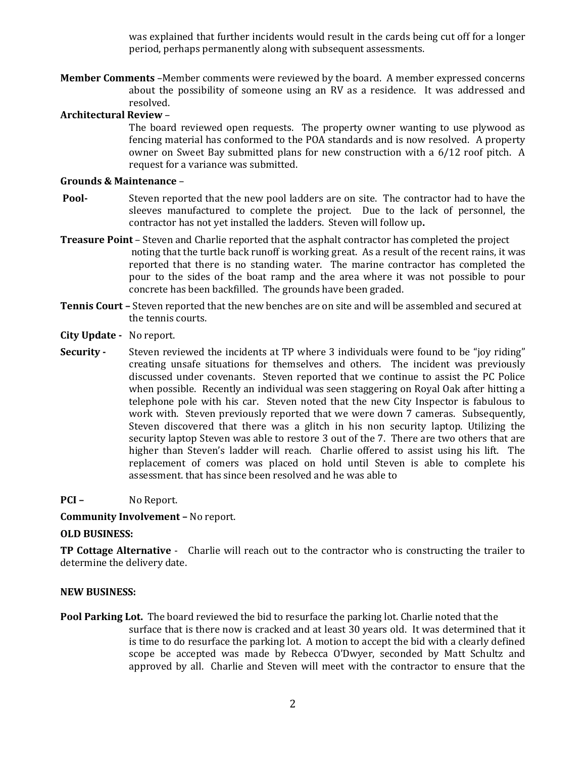was explained that further incidents would result in the cards being cut off for a longer period, perhaps permanently along with subsequent assessments.

**Member Comments** –Member comments were reviewed by the board. A member expressed concerns about the possibility of someone using an RV as a residence. It was addressed and resolved.

**Architectural Review** –

The board reviewed open requests. The property owner wanting to use plywood as fencing material has conformed to the POA standards and is now resolved. A property owner on Sweet Bay submitted plans for new construction with a 6/12 roof pitch. A request for a variance was submitted.

**Grounds & Maintenance** –

**Pool-** Steven reported that the new pool ladders are on site. The contractor had to have the sleeves manufactured to complete the project. Due to the lack of personnel, the contractor has not yet installed the ladders. Steven will follow up**.**

**Treasure Point** – Steven and Charlie reported that the asphalt contractor has completed the project noting that the turtle back runoff is working great. As a result of the recent rains, it was reported that there is no standing water. The marine contractor has completed the pour to the sides of the boat ramp and the area where it was not possible to pour concrete has been backfilled. The grounds have been graded.

**Tennis Court –** Steven reported that the new benches are on site and will be assembled and secured at the tennis courts.

**City Update -** No report.

**Security -** Steven reviewed the incidents at TP where 3 individuals were found to be "joy riding" creating unsafe situations for themselves and others. The incident was previously discussed under covenants. Steven reported that we continue to assist the PC Police when possible. Recently an individual was seen staggering on Royal Oak after hitting a telephone pole with his car. Steven noted that the new City Inspector is fabulous to work with. Steven previously reported that we were down 7 cameras. Subsequently, Steven discovered that there was a glitch in his non security laptop. Utilizing the security laptop Steven was able to restore 3 out of the 7. There are two others that are higher than Steven's ladder will reach. Charlie offered to assist using his lift. The replacement of comers was placed on hold until Steven is able to complete his assessment. that has since been resolved and he was able to

**PCI –** No Report.

**Community Involvement –** No report.

**OLD BUSINESS:**

**TP Cottage Alternative** - Charlie will reach out to the contractor who is constructing the trailer to determine the delivery date.

**NEW BUSINESS:**

**Pool Parking Lot.** The board reviewed the bid to resurface the parking lot. Charlie noted that the surface that is there now is cracked and at least 30 years old. It was determined that it is time to do resurface the parking lot. A motion to accept the bid with a clearly defined scope be accepted was made by Rebecca O'Dwyer, seconded by Matt Schultz and approved by all. Charlie and Steven will meet with the contractor to ensure that the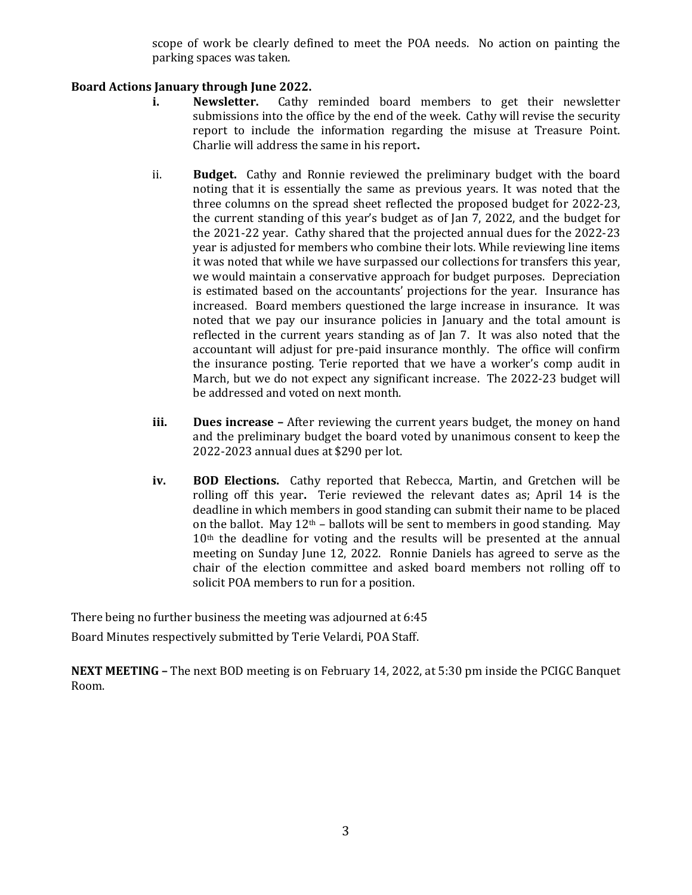scope of work be clearly defined to meet the POA needs. No action on painting the parking spaces was taken.

**Board Actions January through June 2022.**

i. **Newsletter.** Cathy reminded board members to get their newsletter submissions into the office by the end of the week. Cathy will revise the security report to include the information regarding the misuse at Treasure Point. Charlie will address the same in his report**.**

ii. **Budget.** Cathy and Ronnie reviewed the preliminary budget with the board noting that it is essentially the same as previous years. It was noted that the three columns on the spread sheet reflected the proposed budget for 2022-23, the current standing of this year's budget as of Jan 7, 2022, and the budget for the 2021-22 year. Cathy shared that the projected annual dues for the 2022-23 year is adjusted for members who combine their lots. While reviewing line items it was noted that while we have surpassed our collections for transfers this year, we would maintain a conservative approach for budget purposes. Depreciation is estimated based on the accountants' projections for the year. Insurance has increased. Board members questioned the large increase in insurance. It was noted that we pay our insurance policies in January and the total amount is reflected in the current years standing as of Jan 7. It was also noted that the accountant will adjust for pre-paid insurance monthly. The office will confirm the insurance posting. Terie reported that we have a worker's comp audit in March, but we do not expect any significant increase. The 2022-23 budget will be addressed and voted on next month.

iii. **Dues increase –** After reviewing the current years budget, the money on hand and the preliminary budget the board voted by unanimous consent to keep the 2022-2023 annual dues at $290 per lot.

iv. **BOD Elections.** Cathy reported that Rebecca, Martin, and Gretchen will be rolling off this year**.** Terie reviewed the relevant dates as; April 14 is the deadline in which members in good standing can submit their name to be placed on the ballot. May 12th – ballots will be sent to members in good standing. May 10th the deadline for voting and the results will be presented at the annual meeting on Sunday June 12, 2022. Ronnie Daniels has agreed to serve as the chair of the election committee and asked board members not rolling off to solicit POA members to run for a position.

There being no further business the meeting was adjourned at 6:45

Board Minutes respectively submitted by Terie Velardi, POA Staff.

**NEXT MEETING –** The next BOD meeting is on February 14, 2022, at 5:30 pm inside the PCIGC Banquet Room.